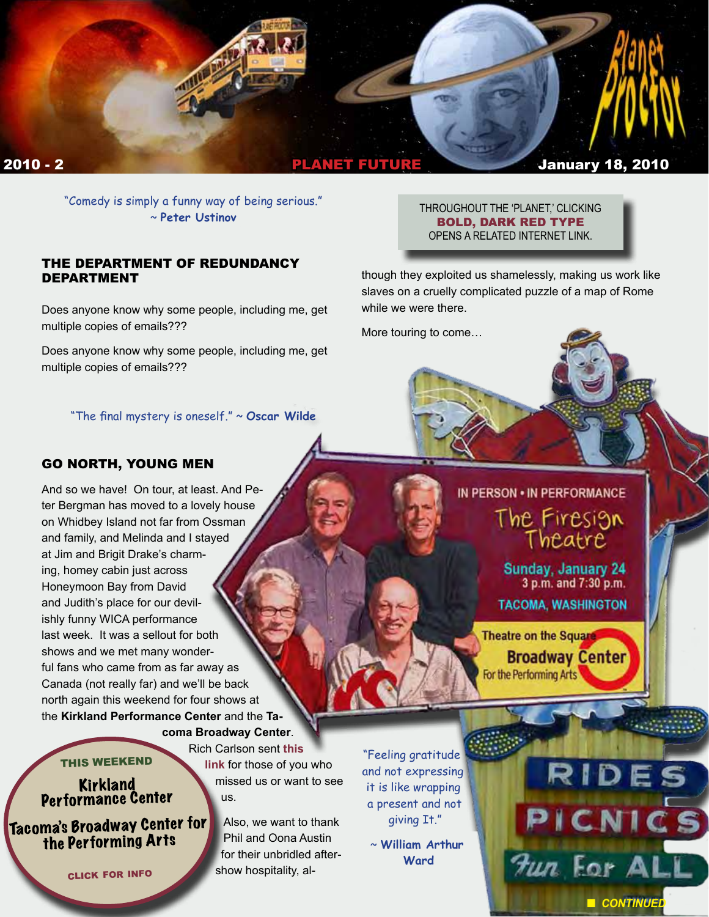2010 - 2 PLANET FUTURE January 18, 2010

"Comedy is simply a funny way of being serious." ~ **Peter Ustinov**

THROUGHOUT THE 'PLANET,' CLICKING **BOLD, DARK RED TYPE** OPENS A RELATED INTERNET LINK.

## THE DEPARTMENT OF REDUNDANCY DEPARTMENT

Does anyone know why some people, including me, get multiple copies of emails???

Does anyone know why some people, including me, get multiple copies of emails???

"The final mystery is oneself." ~ **Oscar Wilde**

## GO NORTH, YOUNG MEN

And so we have! On tour, at least. And Peter Bergman has moved to a lovely house on Whidbey Island not far from Ossman and family, and Melinda and I stayed at Jim and Brigit Drake's charming, homey cabin just across Honeymoon Bay from David and Judith's place for our devilishly funny WICA performance last week. It was a sellout for both shows and we met many wonderful fans who came from as far away as Canada (not really far) and we'll be back north again this weekend for four shows at the **Kirkland Performance Center** and the **Tacoma Broadway Center**.

Rich Carlson sent **this link** for those of you who missed us or want to see us.

Also, we want to thank Phil and Oona Austin for their unbridled after-show hospitality, although they exploited us shamelessly, making us work like slaves on a cruelly complicated puzzle of a map of Rome while we were there.

More touring to come…

THIS WEEKEND
Kirkland Performance Center
Tacoma's Broadway Center for the Performing Arts
CLICK FOR INFO

IN PERSON • IN PERFORMANCE
The Firesign Theatre
Sunday, January 24
3 p.m. and 7:30 p.m.
TACOMA, WASHINGTON
Theatre on the Square
Broadway Center For the Performing Arts

"Feeling gratitude and not expressing it is like wrapping a present and not giving It."
~ **William Arthur Ward**

RIDES
PICNICS
Fun For ALL

CONTINUED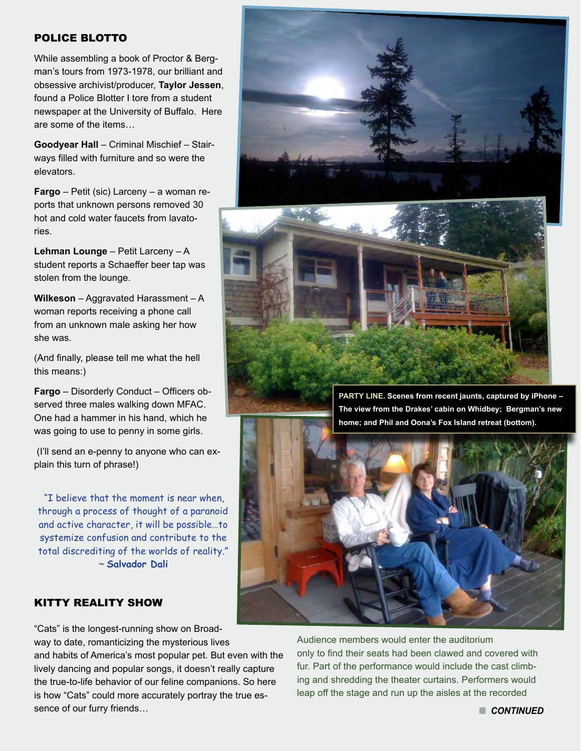## POLICE BLOTTO

While assembling a book of Proctor & Bergman's tours from 1973-1978, our brilliant and obsessive archivist/producer, **Taylor Jessen**, found a Police Blotter I tore from a student newspaper at the University of Buffalo. Here are some of the items…

**Goodyear Hall** – Criminal Mischief – Stairways filled with furniture and so were the elevators.

**Fargo** – Petit (sic) Larceny – a woman reports that unknown persons removed 30 hot and cold water faucets from lavatories.

**Lehman Lounge** – Petit Larceny – A student reports a Schaeffer beer tap was stolen from the lounge.

**Wilkeson** – Aggravated Harassment – A woman reports receiving a phone call from an unknown male asking her how she was.

(And finally, please tell me what the hell this means:)

**Fargo** – Disorderly Conduct – Officers observed three males walking down MFAC. One had a hammer in his hand, which he was going to use to penny in some girls.

(I'll send an e-penny to anyone who can explain this turn of phrase!)

"I believe that the moment is near when, through a process of thought of a paranoid and active character, it will be possible…to systemize confusion and contribute to the total discrediting of the worlds of reality."
~ **Salvador Dali**

**PARTY LINE. Scenes from recent jaunts, captured by iPhone – The view from the Drakes' cabin on Whidbey; Bergman's new home; and Phil and Oona's Fox Island retreat (bottom).**

## KITTY REALITY SHOW

"Cats" is the longest-running show on Broadway to date, romanticizing the mysterious lives and habits of America's most popular pet. But even with the lively dancing and popular songs, it doesn't really capture the true-to-life behavior of our feline companions. So here is how "Cats" could more accurately portray the true essence of our furry friends…

Audience members would enter the auditorium only to find their seats had been clawed and covered with fur. Part of the performance would include the cast climbing and shredding the theater curtains. Performers would leap off the stage and run up the aisles at the recorded

**CONTINUED**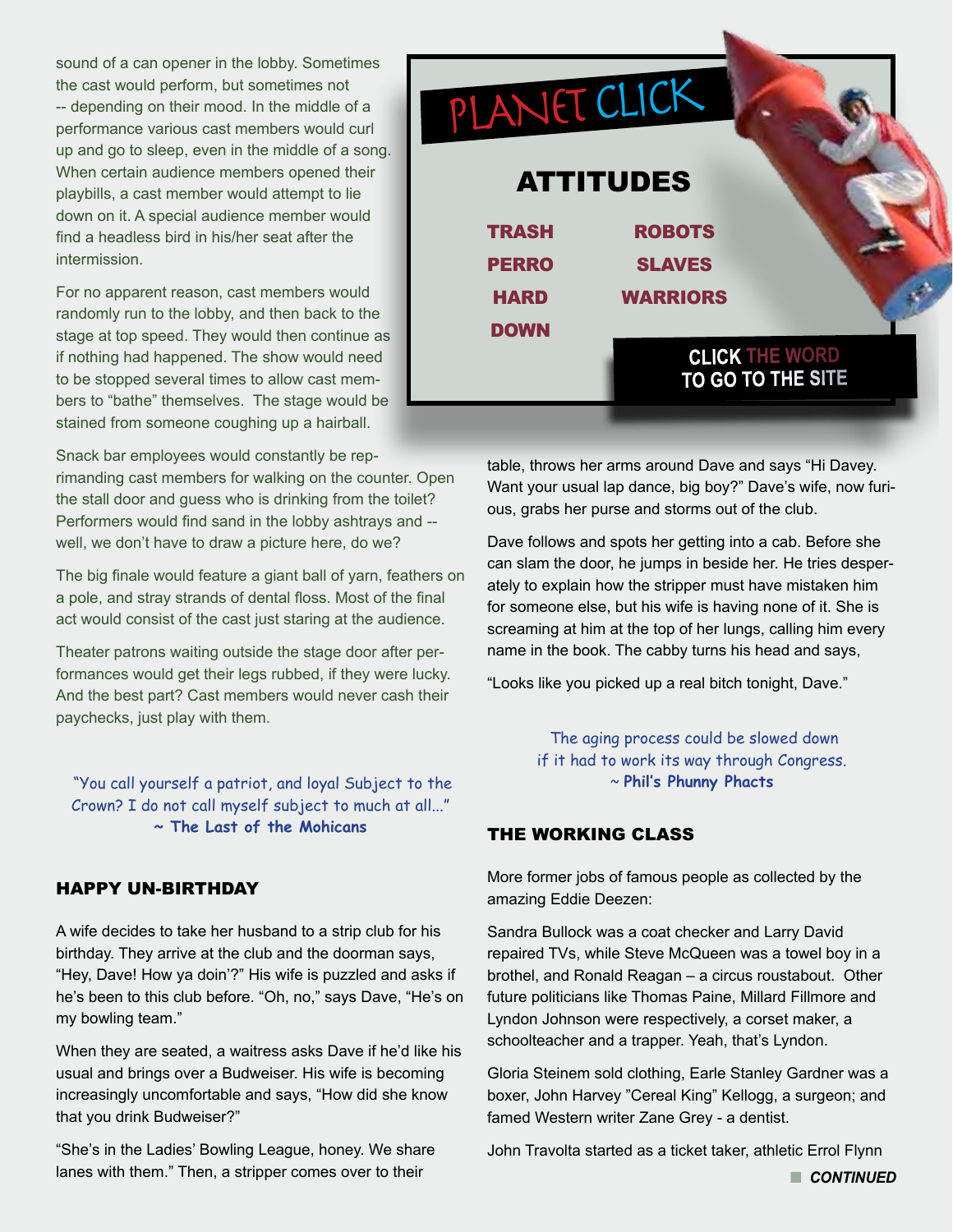sound of a can opener in the lobby. Sometimes the cast would perform, but sometimes not -- depending on their mood. In the middle of a performance various cast members would curl up and go to sleep, even in the middle of a song. When certain audience members opened their playbills, a cast member would attempt to lie down on it. A special audience member would find a headless bird in his/her seat after the intermission.

For no apparent reason, cast members would randomly run to the lobby, and then back to the stage at top speed. They would then continue as if nothing had happened. The show would need to be stopped several times to allow cast members to "bathe" themselves. The stage would be stained from someone coughing up a hairball.

Snack bar employees would constantly be reprimanding cast members for walking on the counter. Open the stall door and guess who is drinking from the toilet? Performers would find sand in the lobby ashtrays and -- well, we don't have to draw a picture here, do we?

The big finale would feature a giant ball of yarn, feathers on a pole, and stray strands of dental floss. Most of the final act would consist of the cast just staring at the audience.

Theater patrons waiting outside the stage door after performances would get their legs rubbed, if they were lucky. And the best part? Cast members would never cash their paychecks, just play with them.

"You call yourself a patriot, and loyal Subject to the Crown? I do not call myself subject to much at all..."
~ **The Last of the Mohicans**

## PLANET CLICK

### ATTITUDES

| | |
|---|---|
| TRASH | ROBOTS |
| PERRO | SLAVES |
| HARD | WARRIORS |
| DOWN | |

**CLICK THE WORD TO GO TO THE SITE**

## HAPPY UN-BIRTHDAY

A wife decides to take her husband to a strip club for his birthday. They arrive at the club and the doorman says, "Hey, Dave! How ya doin'?" His wife is puzzled and asks if he's been to this club before. "Oh, no," says Dave, "He's on my bowling team."

When they are seated, a waitress asks Dave if he'd like his usual and brings over a Budweiser. His wife is becoming increasingly uncomfortable and says, "How did she know that you drink Budweiser?"

"She's in the Ladies' Bowling League, honey. We share lanes with them." Then, a stripper comes over to their table, throws her arms around Dave and says "Hi Davey. Want your usual lap dance, big boy?" Dave's wife, now furious, grabs her purse and storms out of the club.

Dave follows and spots her getting into a cab. Before she can slam the door, he jumps in beside her. He tries desperately to explain how the stripper must have mistaken him for someone else, but his wife is having none of it. She is screaming at him at the top of her lungs, calling him every name in the book. The cabby turns his head and says,

"Looks like you picked up a real bitch tonight, Dave."

The aging process could be slowed down if it had to work its way through Congress.
~ **Phil's Phunny Phacts**

## THE WORKING CLASS

More former jobs of famous people as collected by the amazing Eddie Deezen:

Sandra Bullock was a coat checker and Larry David repaired TVs, while Steve McQueen was a towel boy in a brothel, and Ronald Reagan – a circus roustabout. Other future politicians like Thomas Paine, Millard Fillmore and Lyndon Johnson were respectively, a corset maker, a schoolteacher and a trapper. Yeah, that's Lyndon.

Gloria Steinem sold clothing, Earle Stanley Gardner was a boxer, John Harvey "Cereal King" Kellogg, a surgeon; and famed Western writer Zane Grey - a dentist.

John Travolta started as a ticket taker, athletic Errol Flynn

***CONTINUED***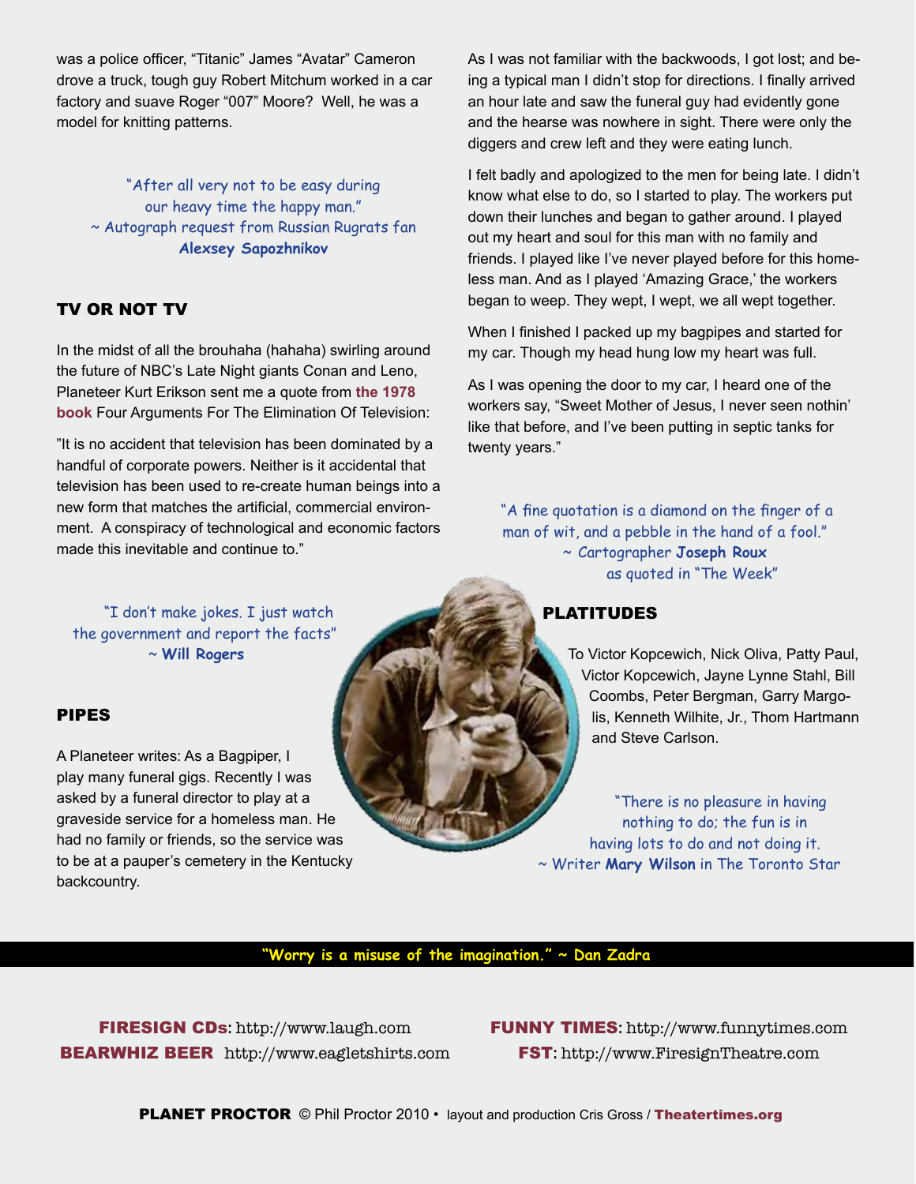was a police officer, "Titanic" James "Avatar" Cameron drove a truck, tough guy Robert Mitchum worked in a car factory and suave Roger "007" Moore? Well, he was a model for knitting patterns.

"After all very not to be easy during our heavy time the happy man."
~ Autograph request from Russian Rugrats fan **Alexsey Sapozhnikov**

## TV OR NOT TV

In the midst of all the brouhaha (hahaha) swirling around the future of NBC's Late Night giants Conan and Leno, Planeteer Kurt Erikson sent me a quote from **the 1978 book** Four Arguments For The Elimination Of Television:

"It is no accident that television has been dominated by a handful of corporate powers. Neither is it accidental that television has been used to re-create human beings into a new form that matches the artificial, commercial environment. A conspiracy of technological and economic factors made this inevitable and continue to."

"I don't make jokes. I just watch the government and report the facts"
~ **Will Rogers**

## PIPES

A Planeteer writes: As a Bagpiper, I play many funeral gigs. Recently I was asked by a funeral director to play at a graveside service for a homeless man. He had no family or friends, so the service was to be at a pauper's cemetery in the Kentucky backcountry.

As I was not familiar with the backwoods, I got lost; and being a typical man I didn't stop for directions. I finally arrived an hour late and saw the funeral guy had evidently gone and the hearse was nowhere in sight. There were only the diggers and crew left and they were eating lunch.

I felt badly and apologized to the men for being late. I didn't know what else to do, so I started to play. The workers put down their lunches and began to gather around. I played out my heart and soul for this man with no family and friends. I played like I've never played before for this homeless man. And as I played 'Amazing Grace,' the workers began to weep. They wept, I wept, we all wept together.

When I finished I packed up my bagpipes and started for my car. Though my head hung low my heart was full.

As I was opening the door to my car, I heard one of the workers say, "Sweet Mother of Jesus, I never seen nothin' like that before, and I've been putting in septic tanks for twenty years."

"A fine quotation is a diamond on the finger of a man of wit, and a pebble in the hand of a fool."
~ Cartographer **Joseph Roux** as quoted in "The Week"

## PLATITUDES

To Victor Kopcewich, Nick Oliva, Patty Paul, Victor Kopcewich, Jayne Lynne Stahl, Bill Coombs, Peter Bergman, Garry Margolis, Kenneth Wilhite, Jr., Thom Hartmann and Steve Carlson.

"There is no pleasure in having nothing to do; the fun is in having lots to do and not doing it.
~ Writer **Mary Wilson** in The Toronto Star

**"Worry is a misuse of the imagination." ~ Dan Zadra**

**FIRESIGN CDs**: http://www.laugh.com
**BEARWHIZ BEER** http://www.eagletshirts.com
**FUNNY TIMES**: http://www.funnytimes.com
**FST**: http://www.FiresignTheatre.com

**PLANET PROCTOR** © Phil Proctor 2010 • layout and production Cris Gross / **Theatertimes.org**